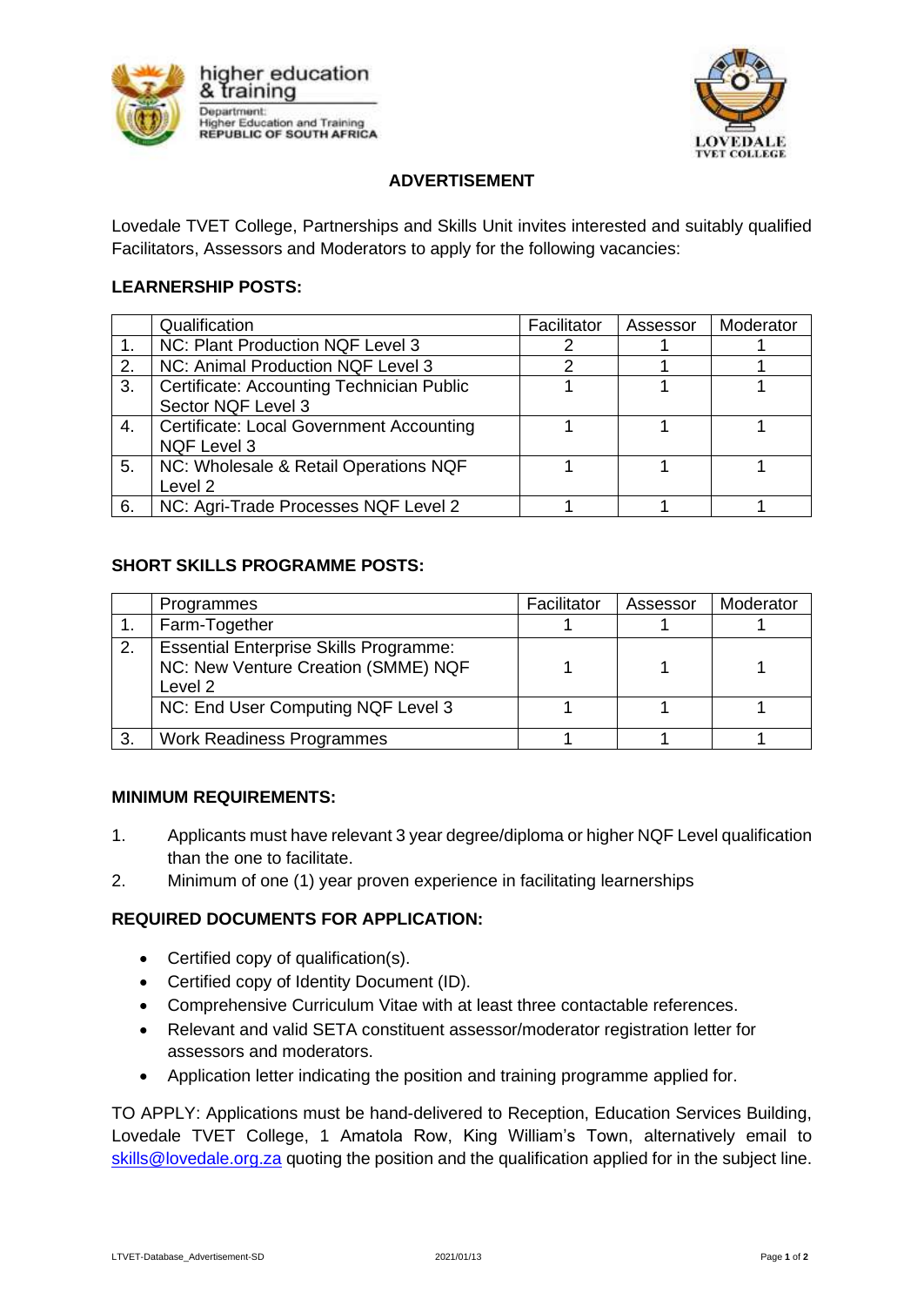higher education & training

Department: Higher Education and Training REPUBLIC OF SOUTH AFRICA

LOVEDALE TVET COLLEGE

## ADVERTISEMENT

Lovedale TVET College, Partnerships and Skills Unit invites interested and suitably qualified Facilitators, Assessors and Moderators to apply for the following vacancies:

### LEARNERSHIP POSTS:

| | Qualification | Facilitator | Assessor | Moderator |
|---|---|---|---|---|
| 1. | NC: Plant Production NQF Level 3 | 2 | 1 | 1 |
| 2. | NC: Animal Production NQF Level 3 | 2 | 1 | 1 |
| 3. | Certificate: Accounting Technician Public Sector NQF Level 3 | 1 | 1 | 1 |
| 4. | Certificate: Local Government Accounting NQF Level 3 | 1 | 1 | 1 |
| 5. | NC: Wholesale & Retail Operations NQF Level 2 | 1 | 1 | 1 |
| 6. | NC: Agri-Trade Processes NQF Level 2 | 1 | 1 | 1 |

### SHORT SKILLS PROGRAMME POSTS:

| | Programmes | Facilitator | Assessor | Moderator |
|---|---|---|---|---|
| 1. | Farm-Together | 1 | 1 | 1 |
| 2. | Essential Enterprise Skills Programme: NC: New Venture Creation (SMME) NQF Level 2 | 1 | 1 | 1 |
| | NC: End User Computing NQF Level 3 | 1 | 1 | 1 |
| 3. | Work Readiness Programmes | 1 | 1 | 1 |

### MINIMUM REQUIREMENTS:

1. Applicants must have relevant 3 year degree/diploma or higher NQF Level qualification than the one to facilitate.
2. Minimum of one (1) year proven experience in facilitating learnerships

### REQUIRED DOCUMENTS FOR APPLICATION:

- Certified copy of qualification(s).
- Certified copy of Identity Document (ID).
- Comprehensive Curriculum Vitae with at least three contactable references.
- Relevant and valid SETA constituent assessor/moderator registration letter for assessors and moderators.
- Application letter indicating the position and training programme applied for.

TO APPLY: Applications must be hand-delivered to Reception, Education Services Building, Lovedale TVET College, 1 Amatola Row, King William's Town, alternatively email to skills@lovedale.org.za quoting the position and the qualification applied for in the subject line.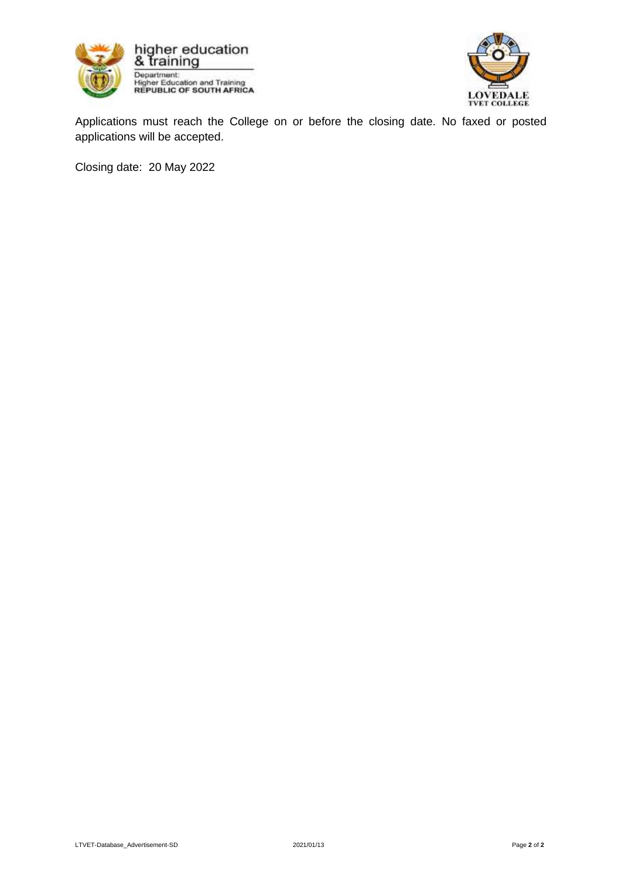Applications must reach the College on or before the closing date. No faxed or posted applications will be accepted.

Closing date: 20 May 2022